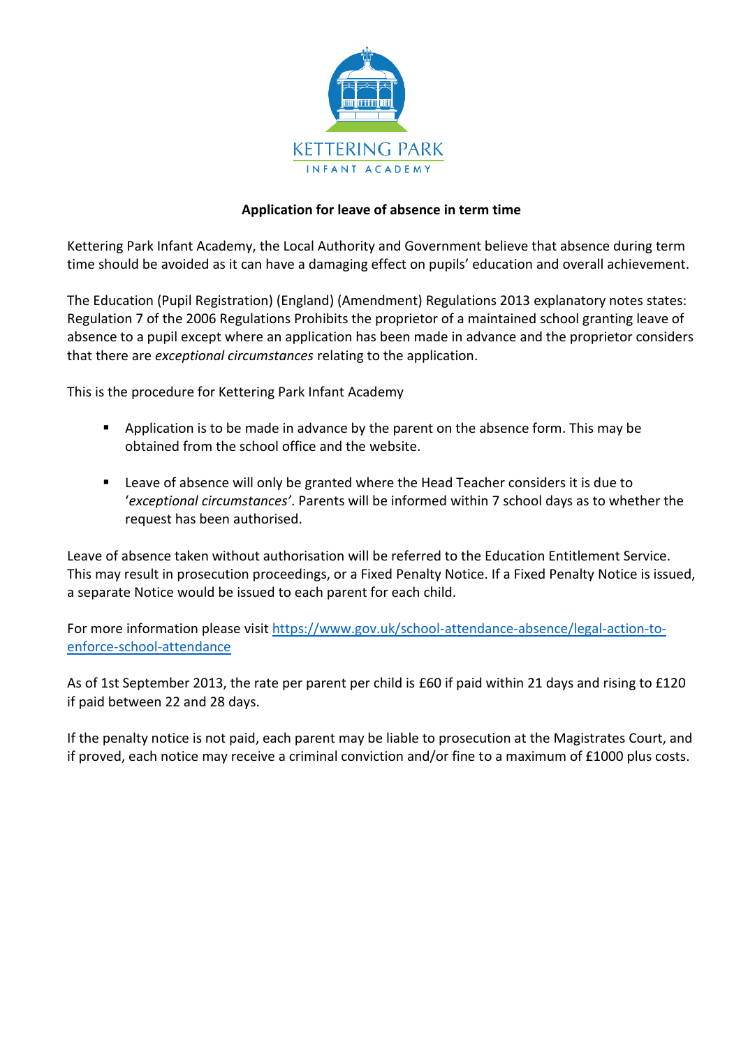KETTERING PARK

INFANT ACADEMY

**Application for leave of absence in term time**

Kettering Park Infant Academy, the Local Authority and Government believe that absence during term time should be avoided as it can have a damaging effect on pupils' education and overall achievement.

The Education (Pupil Registration) (England) (Amendment) Regulations 2013 explanatory notes states: Regulation 7 of the 2006 Regulations Prohibits the proprietor of a maintained school granting leave of absence to a pupil except where an application has been made in advance and the proprietor considers that there are *exceptional circumstances* relating to the application.

This is the procedure for Kettering Park Infant Academy

- Application is to be made in advance by the parent on the absence form. This may be obtained from the school office and the website.
- Leave of absence will only be granted where the Head Teacher considers it is due to '*exceptional circumstances'*. Parents will be informed within 7 school days as to whether the request has been authorised.

Leave of absence taken without authorisation will be referred to the Education Entitlement Service. This may result in prosecution proceedings, or a Fixed Penalty Notice. If a Fixed Penalty Notice is issued, a separate Notice would be issued to each parent for each child.

For more information please visit [https://www.gov.uk/school-attendance-absence/legal-action-to-enforce-school-attendance](https://www.gov.uk/school-attendance-absence/legal-action-to-enforce-school-attendance)

As of 1st September 2013, the rate per parent per child is £60 if paid within 21 days and rising to £120 if paid between 22 and 28 days.

If the penalty notice is not paid, each parent may be liable to prosecution at the Magistrates Court, and if proved, each notice may receive a criminal conviction and/or fine to a maximum of £1000 plus costs.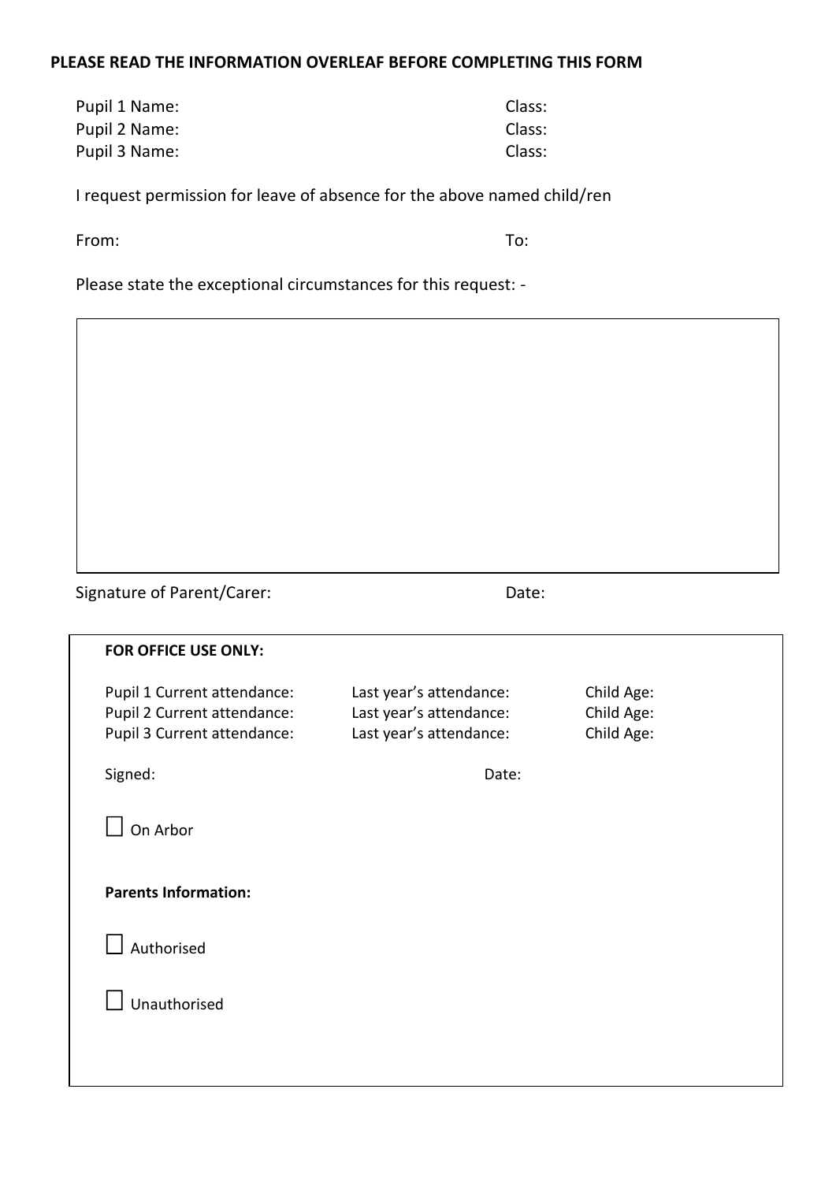**PLEASE READ THE INFORMATION OVERLEAF BEFORE COMPLETING THIS FORM**

| | |
|---|---|
| Pupil 1 Name: | Class: |
| Pupil 2 Name: | Class: |
| Pupil 3 Name: | Class: |

I request permission for leave of absence for the above named child/ren

From: To:

Please state the exceptional circumstances for this request: -

Signature of Parent/Carer: Date:

**FOR OFFICE USE ONLY:**

| | | |
|---|---|---|
| Pupil 1 Current attendance: | Last year's attendance: | Child Age: |
| Pupil 2 Current attendance: | Last year's attendance: | Child Age: |
| Pupil 3 Current attendance: | Last year's attendance: | Child Age: |

Signed: Date:

☐ On Arbor

**Parents Information:**

☐ Authorised

☐ Unauthorised